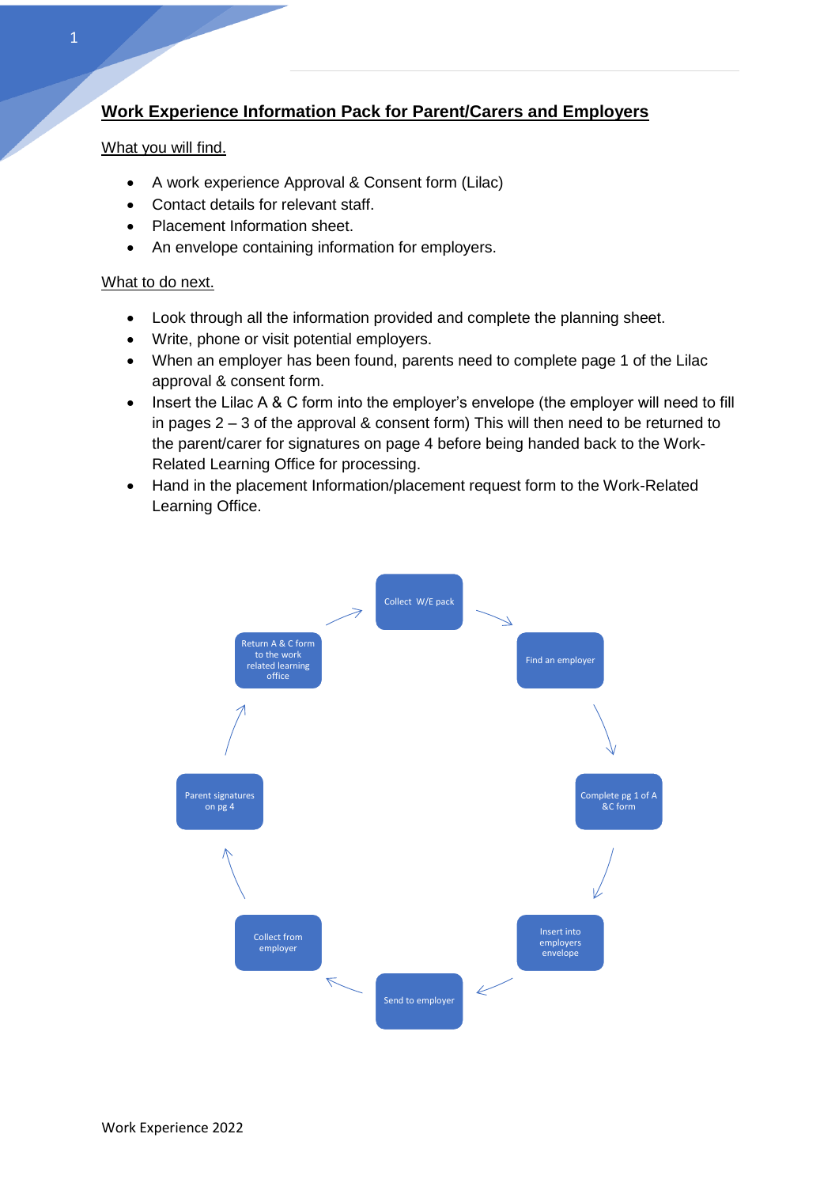# Work Experience Information Pack for Parent/Carers and Employers

What you will find.

- A work experience Approval & Consent form (Lilac)
- Contact details for relevant staff.
- Placement Information sheet.
- An envelope containing information for employers.

What to do next.

- Look through all the information provided and complete the planning sheet.
- Write, phone or visit potential employers.
- When an employer has been found, parents need to complete page 1 of the Lilac approval & consent form.
- Insert the Lilac A & C form into the employer's envelope (the employer will need to fill in pages 2 – 3 of the approval & consent form) This will then need to be returned to the parent/carer for signatures on page 4 before being handed back to the Work-Related Learning Office for processing.
- Hand in the placement Information/placement request form to the Work-Related Learning Office.

Collect W/E pack → Find an employer → Complete pg 1 of A &C form → Insert into employers envelope → Send to employer → Collect from employer → Parent signatures on pg 4 → Return A & C form to the work related learning office → Collect W/E pack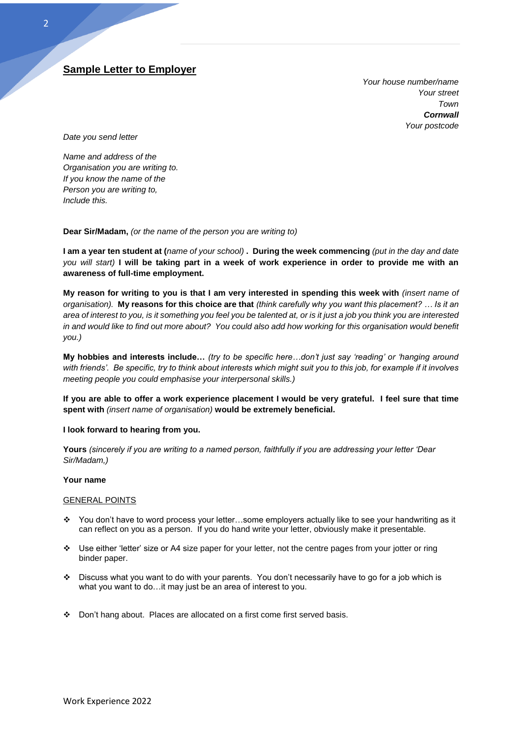## Sample Letter to Employer

*Your house number/name*
*Your street*
*Town*
***Cornwall***
*Your postcode*

*Date you send letter*

*Name and address of the*
*Organisation you are writing to.*
*If you know the name of the*
*Person you are writing to,*
*Include this.*

**Dear Sir/Madam,** *(or the name of the person you are writing to)*

**I am a year ten student at (***name of your school)* **. During the week commencing** *(put in the day and date you will start)* **I will be taking part in a week of work experience in order to provide me with an awareness of full-time employment.**

**My reason for writing to you is that I am very interested in spending this week with** *(insert name of organisation).* **My reasons for this choice are that** *(think carefully why you want this placement? … Is it an area of interest to you, is it something you feel you be talented at, or is it just a job you think you are interested in and would like to find out more about? You could also add how working for this organisation would benefit you.)*

**My hobbies and interests include…** *(try to be specific here…don't just say 'reading' or 'hanging around with friends'. Be specific, try to think about interests which might suit you to this job, for example if it involves meeting people you could emphasise your interpersonal skills.)*

**If you are able to offer a work experience placement I would be very grateful. I feel sure that time spent with** *(insert name of organisation)* **would be extremely beneficial.**

**I look forward to hearing from you.**

**Yours** *(sincerely if you are writing to a named person, faithfully if you are addressing your letter 'Dear Sir/Madam,)*

**Your name**

<u>GENERAL POINTS</u>

- You don't have to word process your letter…some employers actually like to see your handwriting as it can reflect on you as a person. If you do hand write your letter, obviously make it presentable.
- Use either 'letter' size or A4 size paper for your letter, not the centre pages from your jotter or ring binder paper.
- Discuss what you want to do with your parents. You don't necessarily have to go for a job which is what you want to do…it may just be an area of interest to you.
- Don't hang about. Places are allocated on a first come first served basis.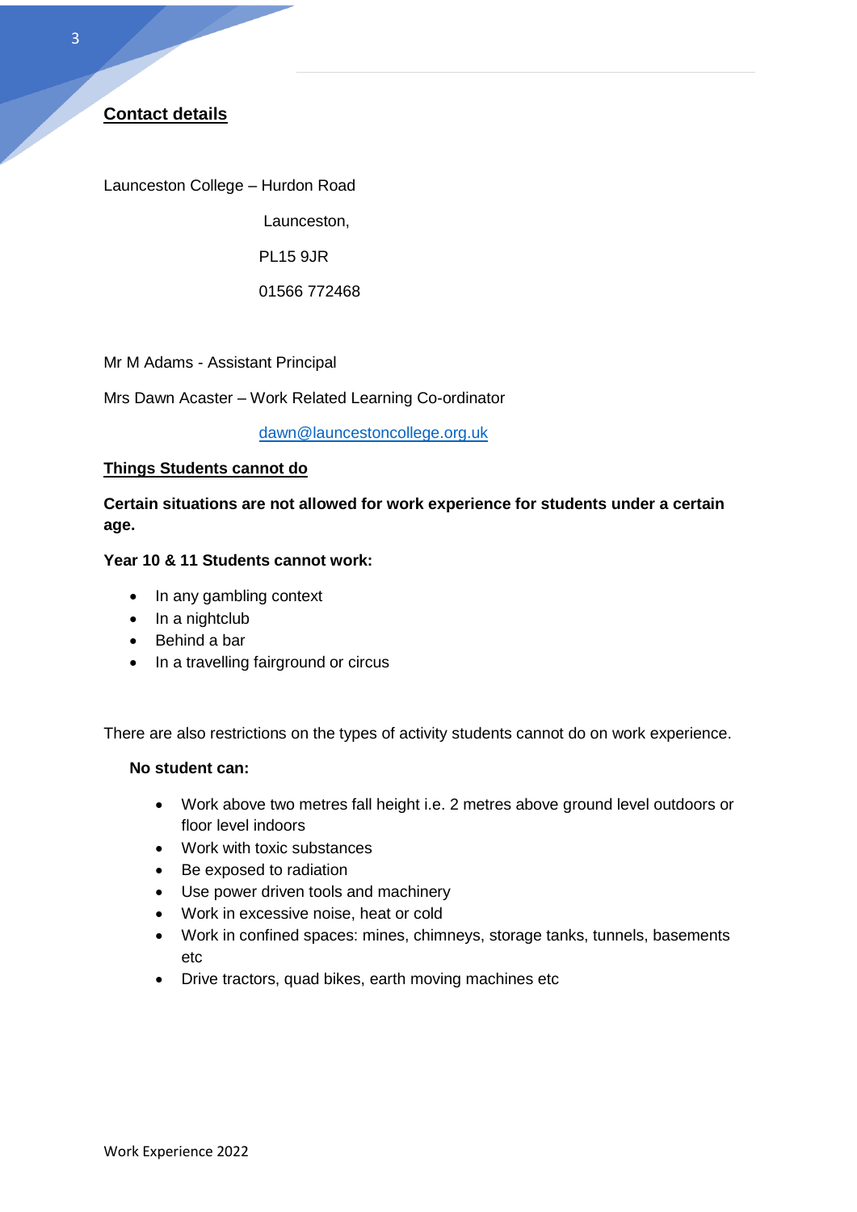## Contact details

Launceston College – Hurdon Road

Launceston,

PL15 9JR

01566 772468

Mr M Adams - Assistant Principal

Mrs Dawn Acaster – Work Related Learning Co-ordinator

dawn@launcestoncollege.org.uk

## Things Students cannot do

**Certain situations are not allowed for work experience for students under a certain age.**

**Year 10 & 11 Students cannot work:**

- In any gambling context
- In a nightclub
- Behind a bar
- In a travelling fairground or circus

There are also restrictions on the types of activity students cannot do on work experience.

**No student can:**

- Work above two metres fall height i.e. 2 metres above ground level outdoors or floor level indoors
- Work with toxic substances
- Be exposed to radiation
- Use power driven tools and machinery
- Work in excessive noise, heat or cold
- Work in confined spaces: mines, chimneys, storage tanks, tunnels, basements etc
- Drive tractors, quad bikes, earth moving machines etc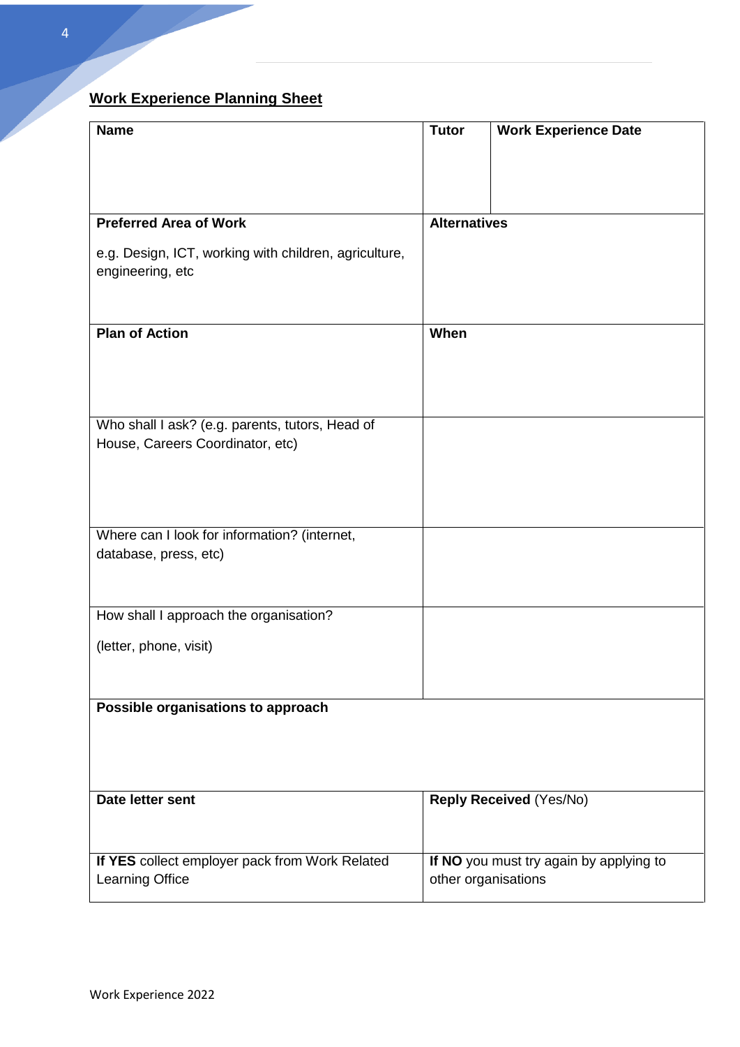## Work Experience Planning Sheet

| **Name** | **Tutor** | **Work Experience Date** |
|---|---|---|
| **Preferred Area of Work**<br><br>e.g. Design, ICT, working with children, agriculture, engineering, etc | **Alternatives** | |
| **Plan of Action** | **When** | |
| Who shall I ask? (e.g. parents, tutors, Head of House, Careers Coordinator, etc) | | |
| Where can I look for information? (internet, database, press, etc) | | |
| How shall I approach the organisation?<br><br>(letter, phone, visit) | | |
| **Possible organisations to approach** | | |
| **Date letter sent** | **Reply Received** (Yes/No) | |
| **If YES** collect employer pack from Work Related Learning Office | **If NO** you must try again by applying to other organisations | |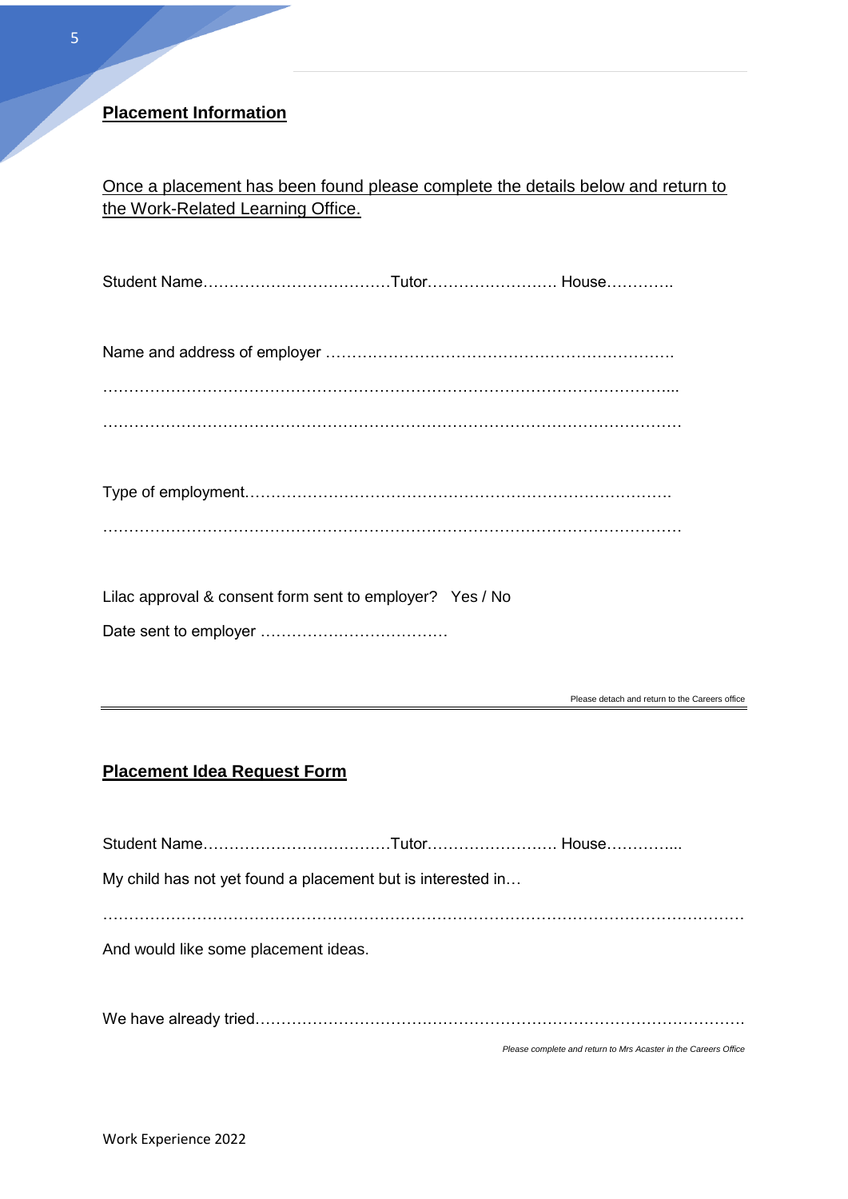## Placement Information

Once a placement has been found please complete the details below and return to the Work-Related Learning Office.

Student Name………………………………Tutor……………………. House………….

Name and address of employer ………………………………………………………….

…………………………………………………………………………………………………...

…………………………………………………………………………………………………

Type of employment……………………………………………………………………….

…………………………………………………………………………………………………

Lilac approval & consent form sent to employer? Yes / No

Date sent to employer ………………………………

Please detach and return to the Careers office

---

## Placement Idea Request Form

Student Name………………………………Tutor……………………. House…………...

My child has not yet found a placement but is interested in…

………………………………………………………………………………………………………

And would like some placement ideas.

We have already tried……………………………………………………………………………….

*Please complete and return to Mrs Acaster in the Careers Office*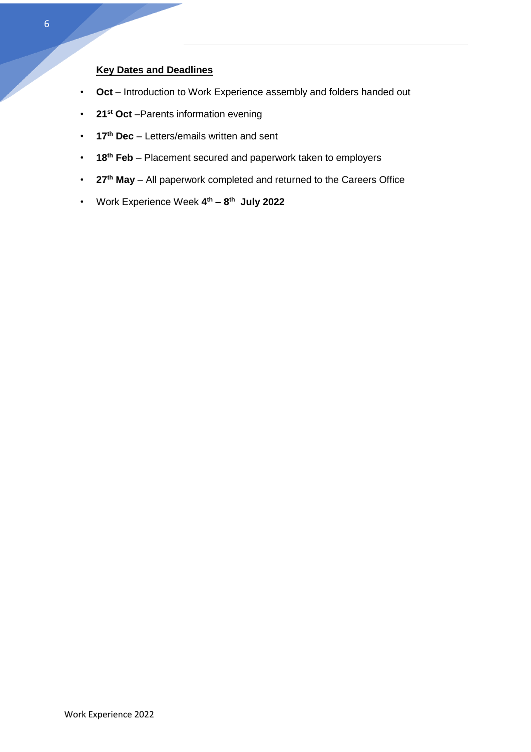**Key Dates and Dedlines**

- **Oct** – Introduction to Work Experience assembly and folders handed out
- **21st Oct** –Parents information evening
- **17th Dec** – Letters/emails written and sent
- **18th Feb** – Placement secured and paperwork taken to employers
- **27th May** – All paperwork completed and returned to the Careers Office
- Work Experience Week **4th – 8th July 2022**

**Key Dates and Deadlines**

- **Oct** – Introduction to Work Experience assembly and folders handed out
- **21st Oct** –Parents information evening
- **17th Dec** – Letters/emails written and sent
- **18th Feb** – Placement secured and paperwork taken to employers
- **27th May** – All paperwork completed and returned to the Careers Office
- Work Experience Week **4th – 8th July 2022**